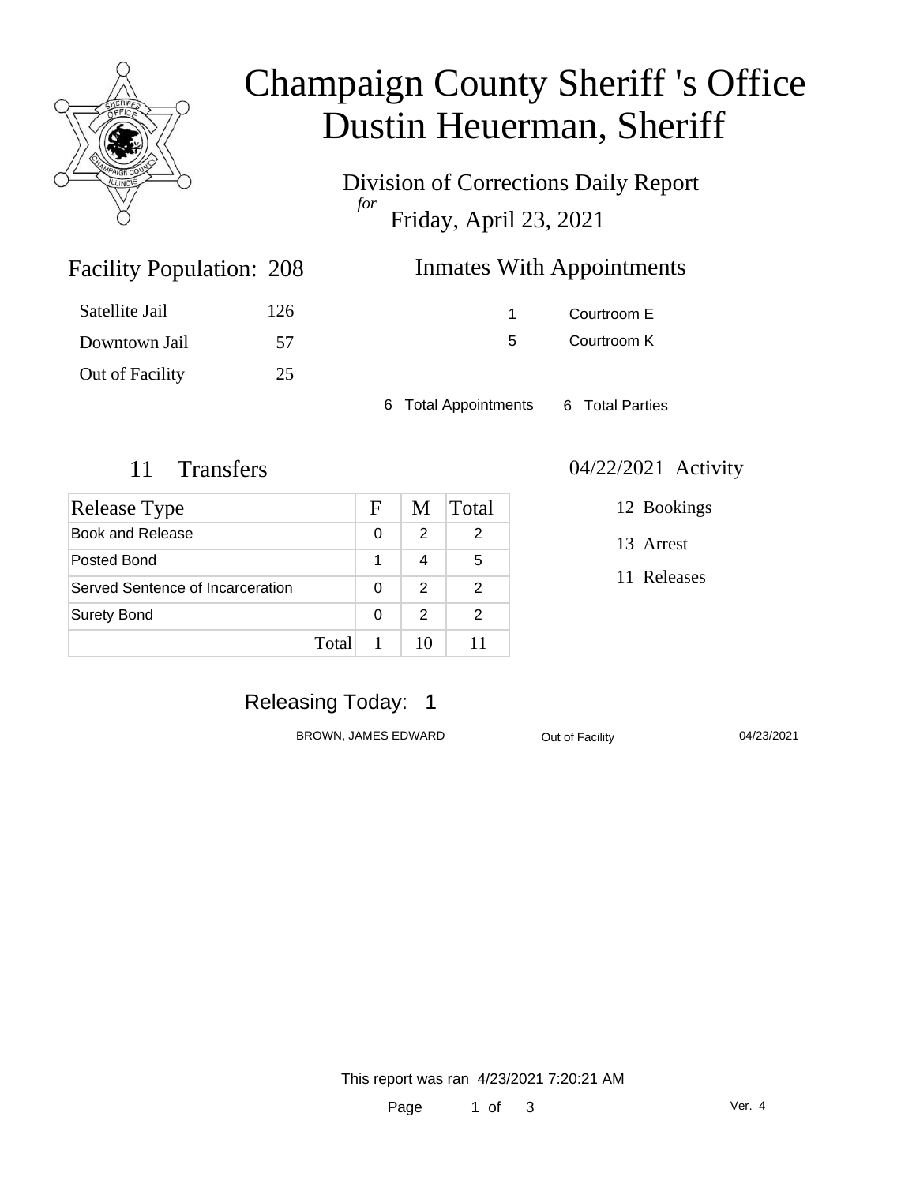# Champaign County Sheriff 's Office
# Dustin Heuerman, Sheriff

Division of Corrections Daily Report

*for*

Friday, April 23, 2021

## Facility Population: 208

| | |
|---|---|
| Satellite Jail | 126 |
| Downtown Jail | 57 |
| Out of Facility | 25 |

## Inmates With Appointments

| | |
|---|---|
| 1 | Courtroom E |
| 5 | Courtroom K |

6 Total Appointments 6 Total Parties

## 11 Transfers

| Release Type | F | M | Total |
|---|---|---|---|
| Book and Release | 0 | 2 | 2 |
| Posted Bond | 1 | 4 | 5 |
| Served Sentence of Incarceration | 0 | 2 | 2 |
| Surety Bond | 0 | 2 | 2 |
| Total | 1 | 10 | 11 |

## 04/22/2021 Activity

12 Bookings

13 Arrest

11 Releases

## Releasing Today: 1

| | | |
|---|---|---|
| BROWN, JAMES EDWARD | Out of Facility | 04/23/2021 |

This report was ran 4/23/2021 7:20:21 AM

Ver. 4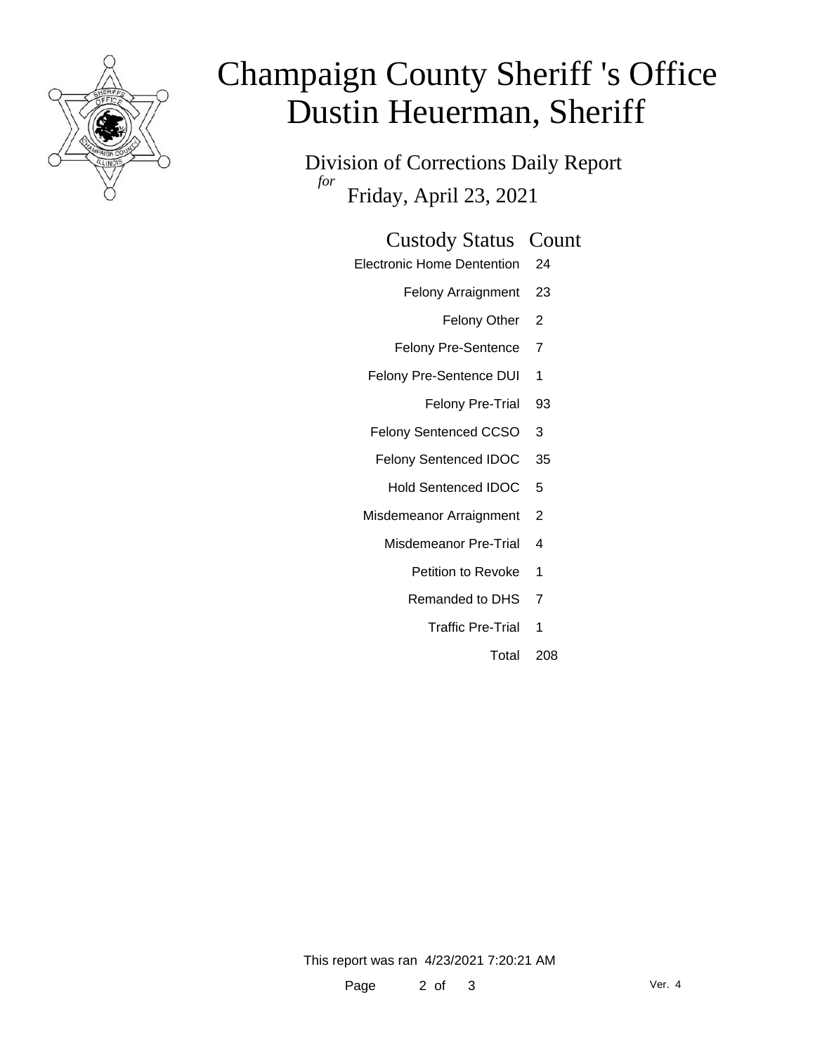# Champaign County Sheriff 's Office
# Dustin Heuerman, Sheriff

## Division of Corrections Daily Report

*for* Friday, April 23, 2021

| Custody Status | Count |
|---|---|
| Electronic Home Dentention | 24 |
| Felony Arraignment | 23 |
| Felony Other | 2 |
| Felony Pre-Sentence | 7 |
| Felony Pre-Sentence DUI | 1 |
| Felony Pre-Trial | 93 |
| Felony Sentenced CCSO | 3 |
| Felony Sentenced IDOC | 35 |
| Hold Sentenced IDOC | 5 |
| Misdemeanor Arraignment | 2 |
| Misdemeanor Pre-Trial | 4 |
| Petition to Revoke | 1 |
| Remanded to DHS | 7 |
| Traffic Pre-Trial | 1 |
| Total | 208 |

This report was ran 4/23/2021 7:20:21 AM

Ver. 4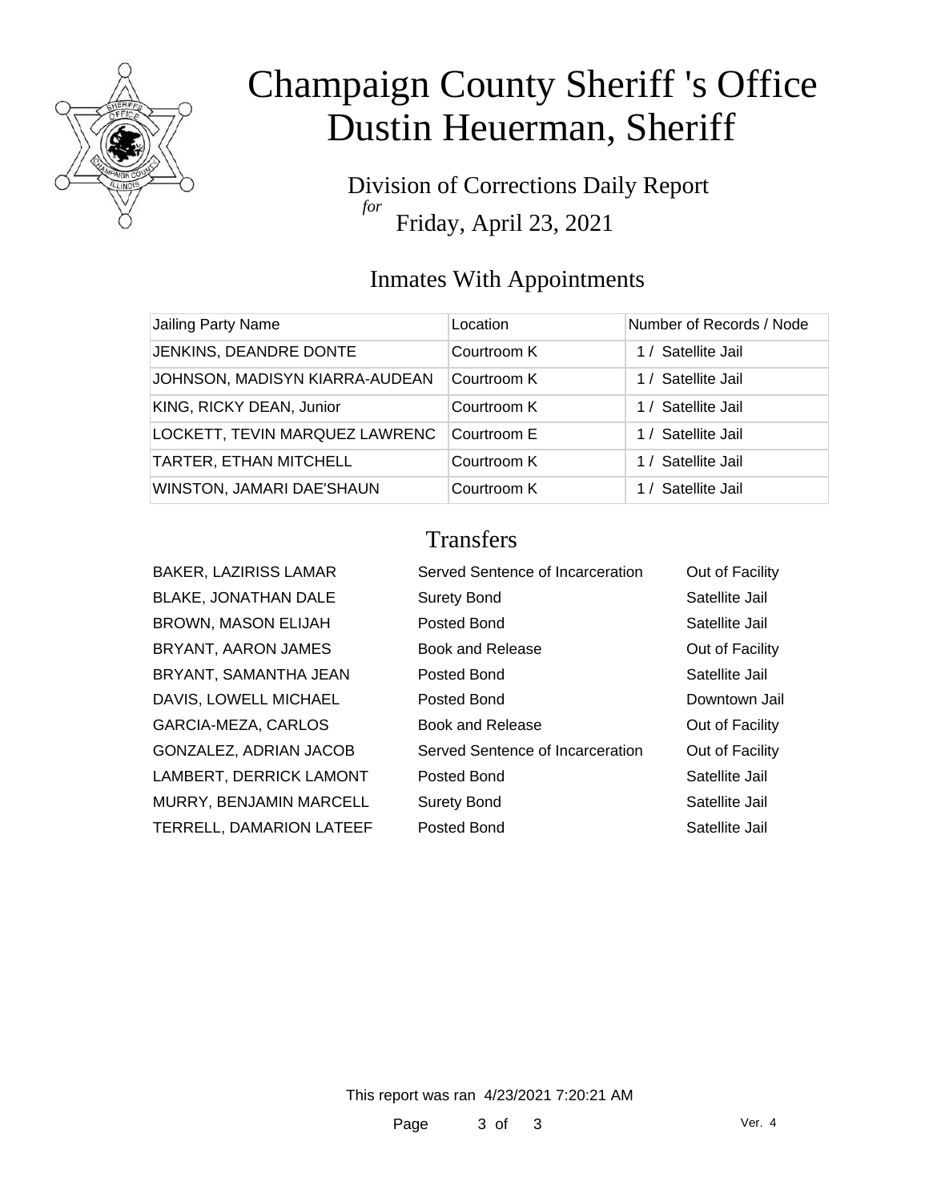# Champaign County Sheriff 's Office
# Dustin Heuerman, Sheriff

Division of Corrections Daily Report
*for*
Friday, April 23, 2021

## Inmates With Appointments

| Jailing Party Name | Location | Number of Records / Node |
|---|---|---|
| JENKINS, DEANDRE DONTE | Courtroom K | 1 / Satellite Jail |
| JOHNSON, MADISYN KIARRA-AUDEAN | Courtroom K | 1 / Satellite Jail |
| KING, RICKY DEAN, Junior | Courtroom K | 1 / Satellite Jail |
| LOCKETT, TEVIN MARQUEZ LAWRENC | Courtroom E | 1 / Satellite Jail |
| TARTER, ETHAN MITCHELL | Courtroom K | 1 / Satellite Jail |
| WINSTON, JAMARI DAE'SHAUN | Courtroom K | 1 / Satellite Jail |

## Transfers

| | | |
|---|---|---|
| BAKER, LAZIRISS LAMAR | Served Sentence of Incarceration | Out of Facility |
| BLAKE, JONATHAN DALE | Surety Bond | Satellite Jail |
| BROWN, MASON ELIJAH | Posted Bond | Satellite Jail |
| BRYANT, AARON JAMES | Book and Release | Out of Facility |
| BRYANT, SAMANTHA JEAN | Posted Bond | Satellite Jail |
| DAVIS, LOWELL MICHAEL | Posted Bond | Downtown Jail |
| GARCIA-MEZA, CARLOS | Book and Release | Out of Facility |
| GONZALEZ, ADRIAN JACOB | Served Sentence of Incarceration | Out of Facility |
| LAMBERT, DERRICK LAMONT | Posted Bond | Satellite Jail |
| MURRY, BENJAMIN MARCELL | Surety Bond | Satellite Jail |
| TERRELL, DAMARION LATEEF | Posted Bond | Satellite Jail |

This report was ran 4/23/2021 7:20:21 AM

Ver. 4